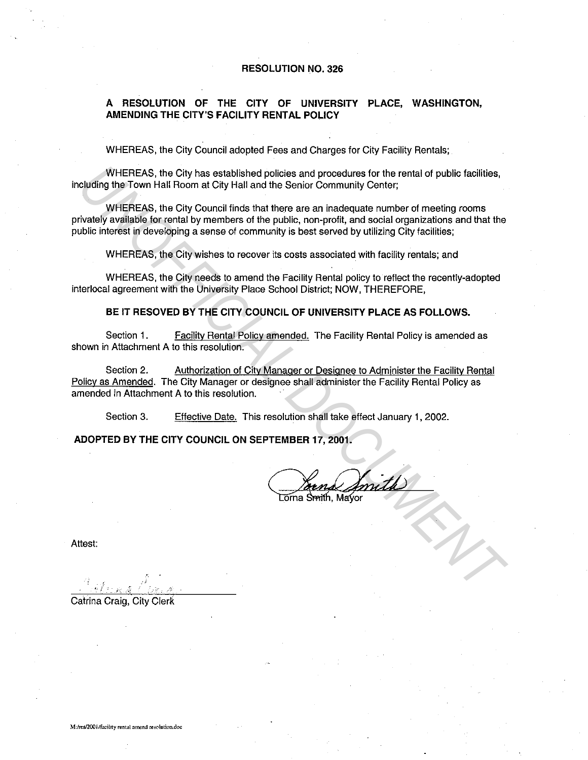# RESOLUTION NO. 326

## A RESOLUTION OF THE CITY OF UNIVERSITY PLACE, WASHINGTON, AMENDING THE CITY'S FACILITY RENTAL POLICY

WHEREAS, the City Council adopted Fees and Charges for City Facility Rentals;

WHEREAS, the City has established policies and procedures for the rental of public facilities, including the Town Hall Room at City Hall and the Senior Community Center;

WHEREAS, the City Council finds that there are an inadequate number of meeting rooms privately available for rental by members of the public, non-profit, and social organizations and that the public interest in developing a sense of community is best served by utilizing City facilities;

WHEREAS, the City wishes to recover its costs associated with facility rentals; and

WHEREAS, the City needs to amend the Facility Rental policy to reflect the recently-adopted interlocal agreement with the University Place School District; NOW, THEREFORE,

**BE IT RESOVED BY THE CITY COUNCIL OF UNIVERSITY PLACE AS FOLLOWS.**

Section 1. Facility Rental Policy amended. The Facility Rental Policy is amended as shown in Attachment A to this resolution.

Section 2. Authorization of City Manager or Designee to Administer the Facility Rental Policy as Amended. The City Manager or designee shall administer the Facility Rental Policy as amended in Attachment A to this resolution.

Section 3. Effective Date. This resolution shall take effect January 1, 2002.

**ADOPTED BY THE CITY COUNCIL ON SEPTEMBER 17, 2001.**

Lorna Smith, Mayor

Attest:

Catrina Craig, City Clerk

M:/res/2001/facility rental amend resolution.doc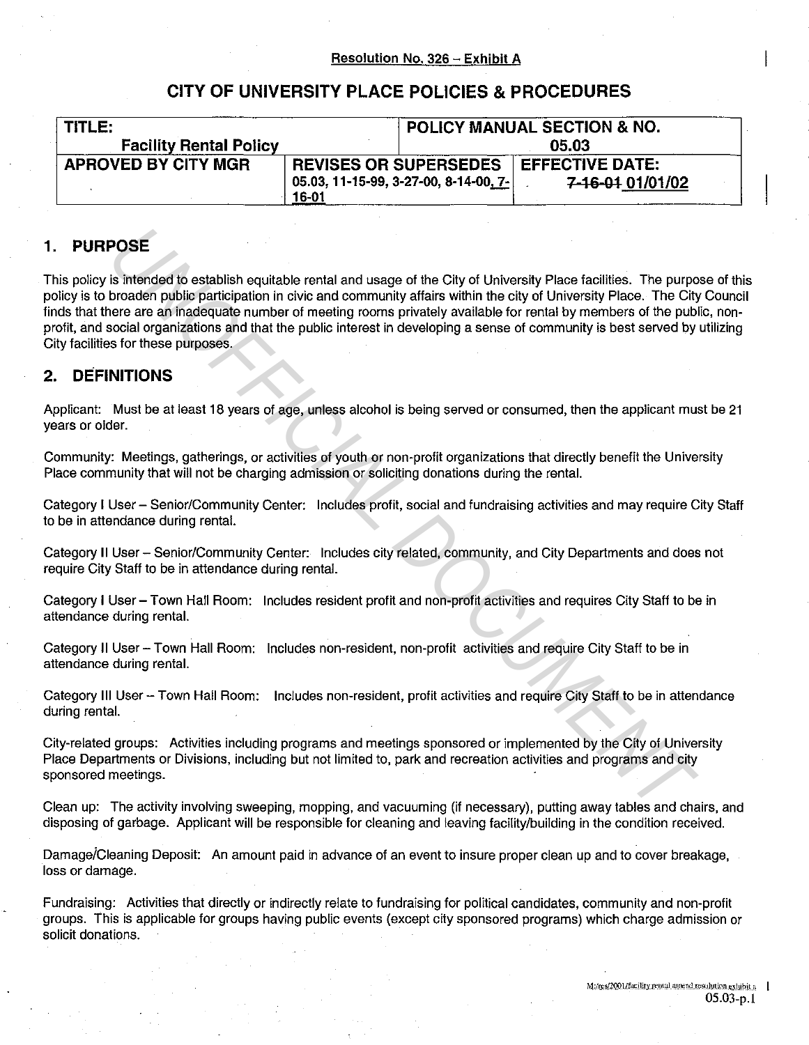Resolution No. 326 – Exhibit A

# CITY OF UNIVERSITY PLACE POLICIES & PROCEDURES

| TITLE: Facility Rental Policy | | POLICY MANUAL SECTION & NO. 05.03 |
|---|---|---|
| APROVED BY CITY MGR | REVISES OR SUPERSEDES 05.03, 11-15-99, 3-27-00, 8-14-00, 7-16-01 | EFFECTIVE DATE: ~~7-16-01~~ 01/01/02 |

## 1. PURPOSE

This policy is intended to establish equitable rental and usage of the City of University Place facilities. The purpose of this policy is to broaden public participation in civic and community affairs within the city of University Place. The City Council finds that there are an inadequate number of meeting rooms privately available for rental by members of the public, non-profit, and social organizations and that the public interest in developing a sense of community is best served by utilizing City facilities for these purposes.

## 2. DEFINITIONS

Applicant: Must be at least 18 years of age, unless alcohol is being served or consumed, then the applicant must be 21 years or older.

Community: Meetings, gatherings, or activities of youth or non-profit organizations that directly benefit the University Place community that will not be charging admission or soliciting donations during the rental.

Category I User – Senior/Community Center: Includes profit, social and fundraising activities and may require City Staff to be in attendance during rental.

Category II User – Senior/Community Center: Includes city related, community, and City Departments and does not require City Staff to be in attendance during rental.

Category I User – Town Hall Room: Includes resident profit and non-profit activities and requires City Staff to be in attendance during rental.

Category II User – Town Hall Room: Includes non-resident, non-profit activities and require City Staff to be in attendance during rental.

Category III User – Town Hall Room: Includes non-resident, profit activities and require City Staff to be in attendance during rental.

City-related groups: Activities including programs and meetings sponsored or implemented by the City of University Place Departments or Divisions, including but not limited to, park and recreation activities and programs and city sponsored meetings.

Clean up: The activity involving sweeping, mopping, and vacuuming (if necessary), putting away tables and chairs, and disposing of garbage. Applicant will be responsible for cleaning and leaving facility/building in the condition received.

Damage/Cleaning Deposit: An amount paid in advance of an event to insure proper clean up and to cover breakage, loss or damage.

Fundraising: Activities that directly or indirectly relate to fundraising for political candidates, community and non-profit groups. This is applicable for groups having public events (except city sponsored programs) which charge admission or solicit donations.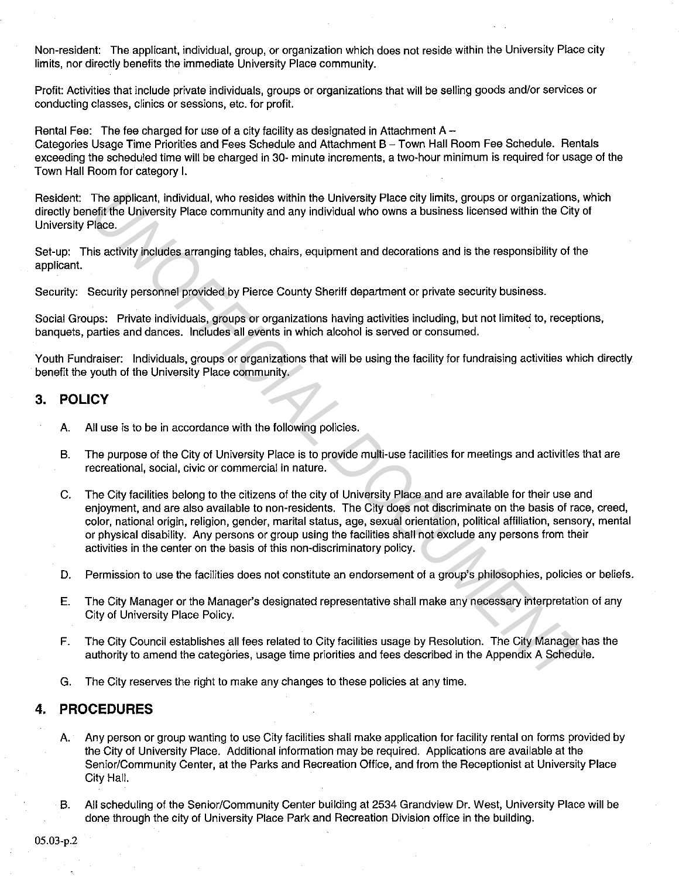Non-resident: The applicant, individual, group, or organization which does not reside within the University Place city limits, nor directly benefits the immediate University Place community.

Profit: Activities that include private individuals, groups or organizations that will be selling goods and/or services or conducting classes, clinics or sessions, etc. for profit.

Rental Fee: The fee charged for use of a city facility as designated in Attachment A – Categories Usage Time Priorities and Fees Schedule and Attachment B – Town Hall Room Fee Schedule. Rentals exceeding the scheduled time will be charged in 30- minute increments, a two-hour minimum is required for usage of the Town Hall Room for category I.

Resident: The applicant, individual, who resides within the University Place city limits, groups or organizations, which directly benefit the University Place community and any individual who owns a business licensed within the City of University Place.

Set-up: This activity includes arranging tables, chairs, equipment and decorations and is the responsibility of the applicant.

Security: Security personnel provided by Pierce County Sheriff department or private security business.

Social Groups: Private individuals, groups or organizations having activities including, but not limited to, receptions, banquets, parties and dances. Includes all events in which alcohol is served or consumed.

Youth Fundraiser: Individuals, groups or organizations that will be using the facility for fundraising activities which directly benefit the youth of the University Place community.

## 3. POLICY

A. All use is to be in accordance with the following policies.

B. The purpose of the City of University Place is to provide multi-use facilities for meetings and activities that are recreational, social, civic or commercial in nature.

C. The City facilities belong to the citizens of the city of University Place and are available for their use and enjoyment, and are also available to non-residents. The City does not discriminate on the basis of race, creed, color, national origin, religion, gender, marital status, age, sexual orientation, political affiliation, sensory, mental or physical disability. Any persons or group using the facilities shall not exclude any persons from their activities in the center on the basis of this non-discriminatory policy.

D. Permission to use the facilities does not constitute an endorsement of a group's philosophies, policies or beliefs.

E. The City Manager or the Manager's designated representative shall make any necessary interpretation of any City of University Place Policy.

F. The City Council establishes all fees related to City facilities usage by Resolution. The City Manager has the authority to amend the categories, usage time priorities and fees described in the Appendix A Schedule.

G. The City reserves the right to make any changes to these policies at any time.

## 4. PROCEDURES

A. Any person or group wanting to use City facilities shall make application for facility rental on forms provided by the City of University Place. Additional information may be required. Applications are available at the Senior/Community Center, at the Parks and Recreation Office, and from the Receptionist at University Place City Hall.

B. All scheduling of the Senior/Community Center building at 2534 Grandview Dr. West, University Place will be done through the city of University Place Park and Recreation Division office in the building.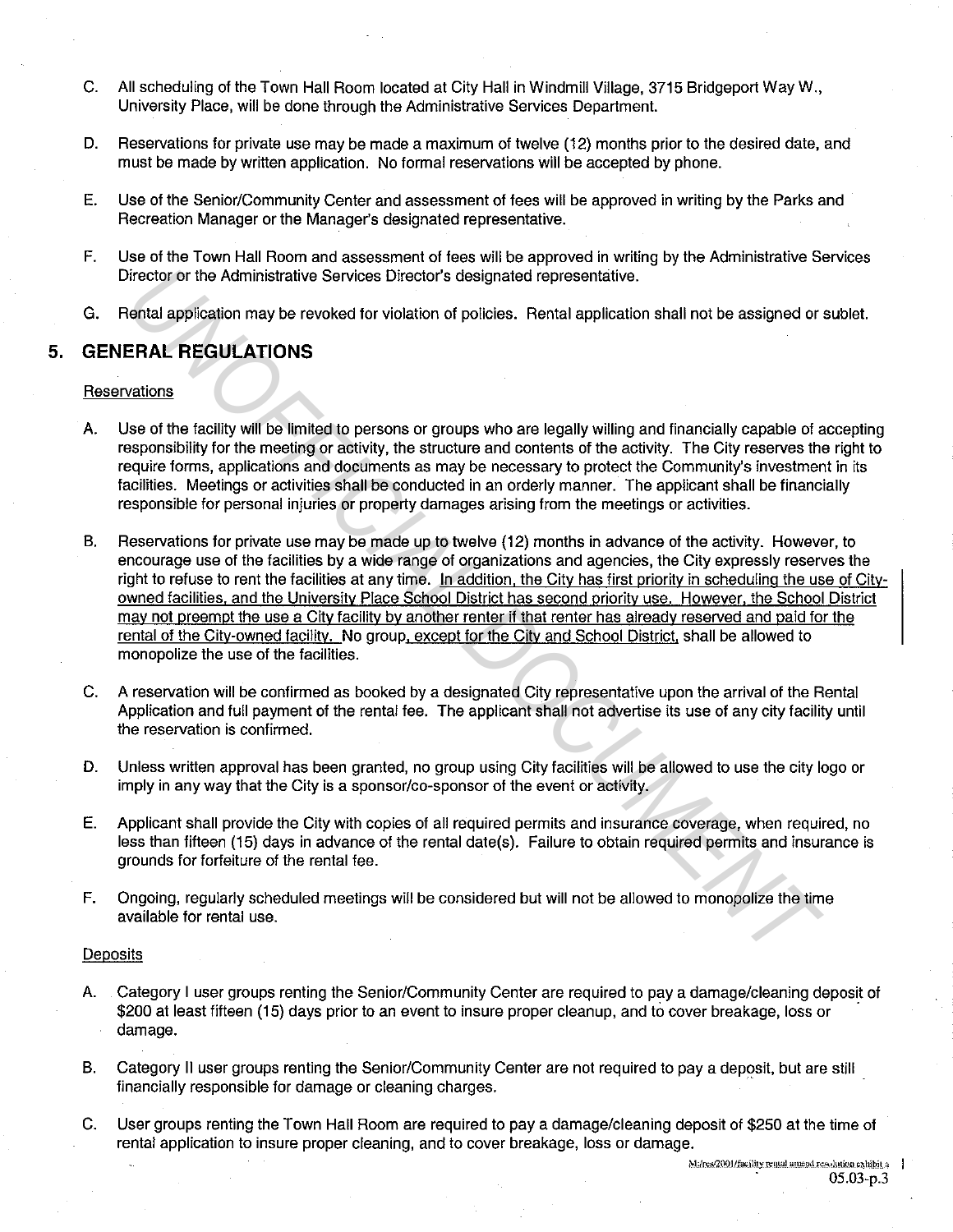C. All scheduling of the Town Hall Room located at City Hall in Windmill Village, 3715 Bridgeport Way W., University Place, will be done through the Administrative Services Department.

D. Reservations for private use may be made a maximum of twelve (12) months prior to the desired date, and must be made by written application. No formal reservations will be accepted by phone.

E. Use of the Senior/Community Center and assessment of fees will be approved in writing by the Parks and Recreation Manager or the Manager's designated representative.

F. Use of the Town Hall Room and assessment of fees will be approved in writing by the Administrative Services Director or the Administrative Services Director's designated representative.

G. Rental application may be revoked for violation of policies. Rental application shall not be assigned or sublet.

## 5. GENERAL REGULATIONS

Reservations

A. Use of the facility will be limited to persons or groups who are legally willing and financially capable of accepting responsibility for the meeting or activity, the structure and contents of the activity. The City reserves the right to require forms, applications and documents as may be necessary to protect the Community's investment in its facilities. Meetings or activities shall be conducted in an orderly manner. The applicant shall be financially responsible for personal injuries or property damages arising from the meetings or activities.

B. Reservations for private use may be made up to twelve (12) months in advance of the activity. However, to encourage use of the facilities by a wide range of organizations and agencies, the City expressly reserves the right to refuse to rent the facilities at any time. In addition, the City has first priority in scheduling the use of City-owned facilities, and the University Place School District has second priority use. However, the School District may not preempt the use a City facility by another renter if that renter has already reserved and paid for the rental of the City-owned facility. No group, except for the City and School District, shall be allowed to monopolize the use of the facilities.

C. A reservation will be confirmed as booked by a designated City representative upon the arrival of the Rental Application and full payment of the rental fee. The applicant shall not advertise its use of any city facility until the reservation is confirmed.

D. Unless written approval has been granted, no group using City facilities will be allowed to use the city logo or imply in any way that the City is a sponsor/co-sponsor of the event or activity.

E. Applicant shall provide the City with copies of all required permits and insurance coverage, when required, no less than fifteen (15) days in advance of the rental date(s). Failure to obtain required permits and insurance is grounds for forfeiture of the rental fee.

F. Ongoing, regularly scheduled meetings will be considered but will not be allowed to monopolize the time available for rental use.

Deposits

A. Category I user groups renting the Senior/Community Center are required to pay a damage/cleaning deposit of $200 at least fifteen (15) days prior to an event to insure proper cleanup, and to cover breakage, loss or damage.

B. Category II user groups renting the Senior/Community Center are not required to pay a deposit, but are still financially responsible for damage or cleaning charges.

C. User groups renting the Town Hall Room are required to pay a damage/cleaning deposit of $250 at the time of rental application to insure proper cleaning, and to cover breakage, loss or damage.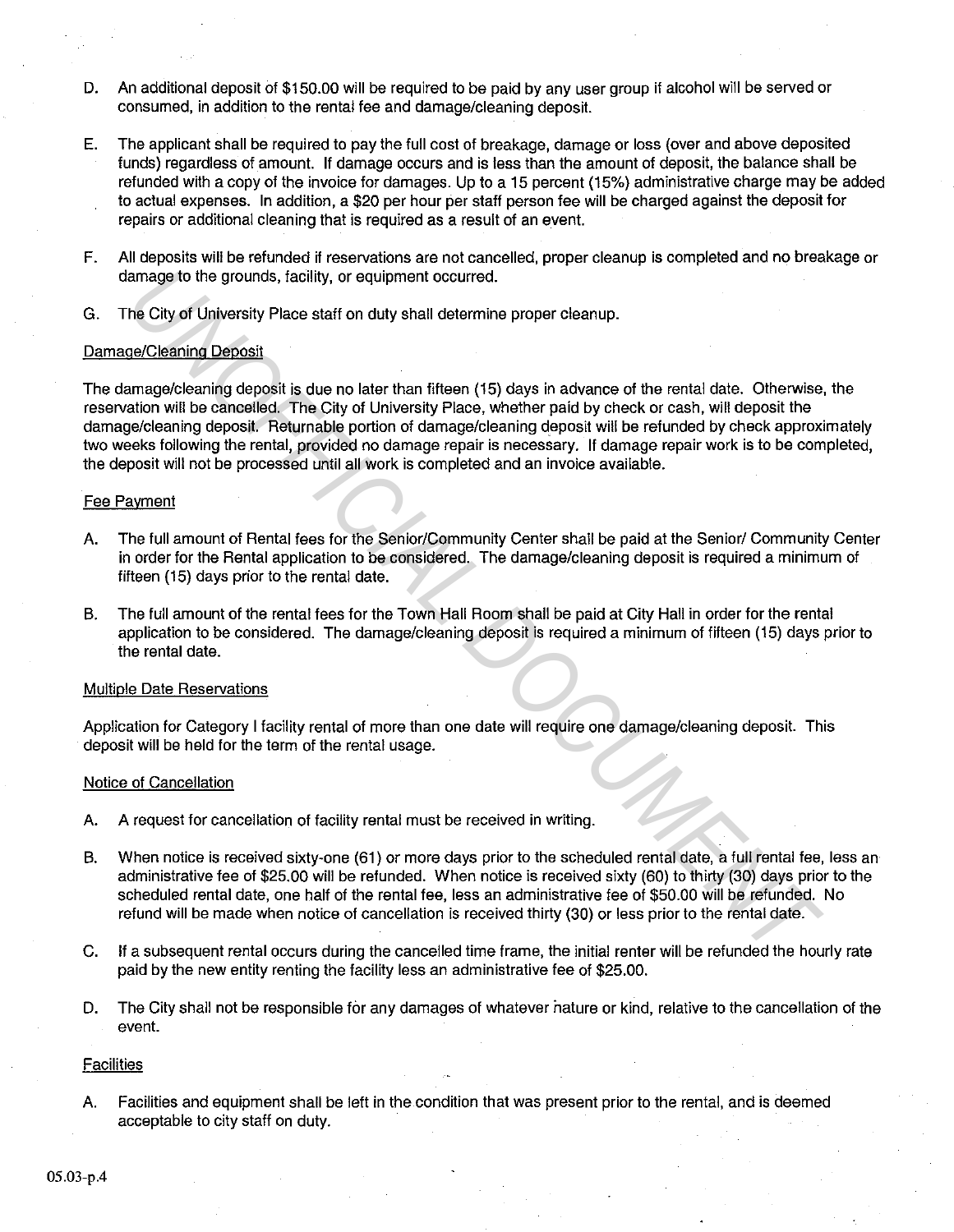D. An additional deposit of $150.00 will be required to be paid by any user group if alcohol will be served or consumed, in addition to the rental fee and damage/cleaning deposit.

E. The applicant shall be required to pay the full cost of breakage, damage or loss (over and above deposited funds) regardless of amount. If damage occurs and is less than the amount of deposit, the balance shall be refunded with a copy of the invoice for damages. Up to a 15 percent (15%) administrative charge may be added to actual expenses. In addition, a $20 per hour per staff person fee will be charged against the deposit for repairs or additional cleaning that is required as a result of an event.

F. All deposits will be refunded if reservations are not cancelled, proper cleanup is completed and no breakage or damage to the grounds, facility, or equipment occurred.

G. The City of University Place staff on duty shall determine proper cleanup.

Damage/Cleaning Deposit

The damage/cleaning deposit is due no later than fifteen (15) days in advance of the rental date. Otherwise, the reservation will be cancelled. The City of University Place, whether paid by check or cash, will deposit the damage/cleaning deposit. Returnable portion of damage/cleaning deposit will be refunded by check approximately two weeks following the rental, provided no damage repair is necessary. If damage repair work is to be completed, the deposit will not be processed until all work is completed and an invoice available.

Fee Payment

A. The full amount of Rental fees for the Senior/Community Center shall be paid at the Senior/ Community Center in order for the Rental application to be considered. The damage/cleaning deposit is required a minimum of fifteen (15) days prior to the rental date.

B. The full amount of the rental fees for the Town Hall Room shall be paid at City Hall in order for the rental application to be considered. The damage/cleaning deposit is required a minimum of fifteen (15) days prior to the rental date.

Multiple Date Reservations

Application for Category I facility rental of more than one date will require one damage/cleaning deposit. This deposit will be held for the term of the rental usage.

Notice of Cancellation

A. A request for cancellation of facility rental must be received in writing.

B. When notice is received sixty-one (61) or more days prior to the scheduled rental date, a full rental fee, less an administrative fee of $25.00 will be refunded. When notice is received sixty (60) to thirty (30) days prior to the scheduled rental date, one half of the rental fee, less an administrative fee of $50.00 will be refunded. No refund will be made when notice of cancellation is received thirty (30) or less prior to the rental date.

C. If a subsequent rental occurs during the cancelled time frame, the initial renter will be refunded the hourly rate paid by the new entity renting the facility less an administrative fee of $25.00.

D. The City shall not be responsible for any damages of whatever nature or kind, relative to the cancellation of the event.

Facilities

A. Facilities and equipment shall be left in the condition that was present prior to the rental, and is deemed acceptable to city staff on duty.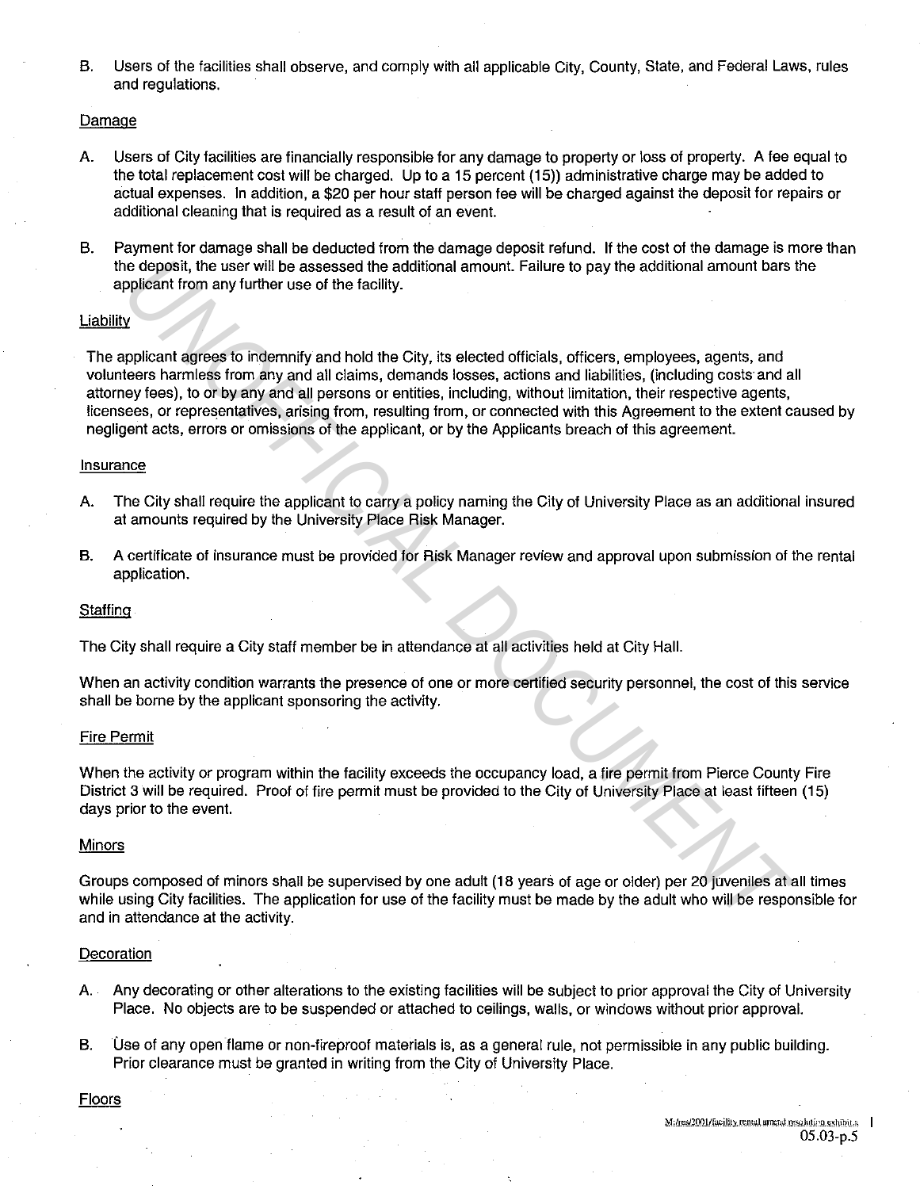B. Users of the facilities shall observe, and comply with all applicable City, County, State, and Federal Laws, rules and regulations.

<u>Damage</u>

A. Users of City facilities are financially responsible for any damage to property or loss of property. A fee equal to the total replacement cost will be charged. Up to a 15 percent (15)) administrative charge may be added to actual expenses. In addition, a $20 per hour staff person fee will be charged against the deposit for repairs or additional cleaning that is required as a result of an event.

B. Payment for damage shall be deducted from the damage deposit refund. If the cost of the damage is more than the deposit, the user will be assessed the additional amount. Failure to pay the additional amount bars the applicant from any further use of the facility.

<u>Liability</u>

The applicant agrees to indemnify and hold the City, its elected officials, officers, employees, agents, and volunteers harmless from any and all claims, demands losses, actions and liabilities, (including costs and all attorney fees), to or by any and all persons or entities, including, without limitation, their respective agents, licensees, or representatives, arising from, resulting from, or connected with this Agreement to the extent caused by negligent acts, errors or omissions of the applicant, or by the Applicants breach of this agreement.

<u>Insurance</u>

A. The City shall require the applicant to carry a policy naming the City of University Place as an additional insured at amounts required by the University Place Risk Manager.

B. A certificate of insurance must be provided for Risk Manager review and approval upon submission of the rental application.

<u>Staffing</u>

The City shall require a City staff member be in attendance at all activities held at City Hall.

When an activity condition warrants the presence of one or more certified security personnel, the cost of this service shall be borne by the applicant sponsoring the activity.

<u>Fire Permit</u>

When the activity or program within the facility exceeds the occupancy load, a fire permit from Pierce County Fire District 3 will be required. Proof of fire permit must be provided to the City of University Place at least fifteen (15) days prior to the event.

<u>Minors</u>

Groups composed of minors shall be supervised by one adult (18 years of age or older) per 20 juveniles at all times while using City facilities. The application for use of the facility must be made by the adult who will be responsible for and in attendance at the activity.

<u>Decoration</u>

A. Any decorating or other alterations to the existing facilities will be subject to prior approval the City of University Place. No objects are to be suspended or attached to ceilings, walls, or windows without prior approval.

B. Use of any open flame or non-fireproof materials is, as a general rule, not permissible in any public building. Prior clearance must be granted in writing from the City of University Place.

<u>Floors</u>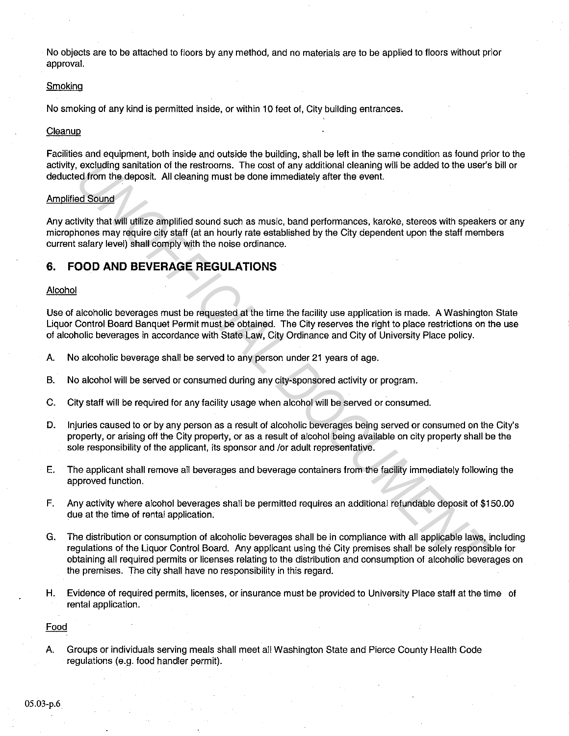No objects are to be attached to floors by any method, and no materials are to be applied to floors without prior approval.

Smoking

No smoking of any kind is permitted inside, or within 10 feet of, City building entrances.

Cleanup

Facilities and equipment, both inside and outside the building, shall be left in the same condition as found prior to the activity, excluding sanitation of the restrooms. The cost of any additional cleaning will be added to the user's bill or deducted from the deposit. All cleaning must be done immediately after the event.

Amplified Sound

Any activity that will utilize amplified sound such as music, band performances, karoke, stereos with speakers or any microphones may require city staff (at an hourly rate established by the City dependent upon the staff members current salary level) shall comply with the noise ordinance.

## 6. FOOD AND BEVERAGE REGULATIONS

Alcohol

Use of alcoholic beverages must be requested at the time the facility use application is made. A Washington State Liquor Control Board Banquet Permit must be obtained. The City reserves the right to place restrictions on the use of alcoholic beverages in accordance with State Law, City Ordinance and City of University Place policy.

A. No alcoholic beverage shall be served to any person under 21 years of age.

B. No alcohol will be served or consumed during any city-sponsored activity or program.

C. City staff will be required for any facility usage when alcohol will be served or consumed.

D. Injuries caused to or by any person as a result of alcoholic beverages being served or consumed on the City's property, or arising off the City property, or as a result of alcohol being available on city property shall be the sole responsibility of the applicant, its sponsor and /or adult representative.

E. The applicant shall remove all beverages and beverage containers from the facility immediately following the approved function.

F. Any activity where alcohol beverages shall be permitted requires an additional refundable deposit of $150.00 due at the time of rental application.

G. The distribution or consumption of alcoholic beverages shall be in compliance with all applicable laws, including regulations of the Liquor Control Board. Any applicant using the City premises shall be solely responsible for obtaining all required permits or licenses relating to the distribution and consumption of alcoholic beverages on the premises. The city shall have no responsibility in this regard.

H. Evidence of required permits, licenses, or insurance must be provided to University Place staff at the time of rental application.

Food

A. Groups or individuals serving meals shall meet all Washington State and Pierce County Health Code regulations (e.g. food handler permit).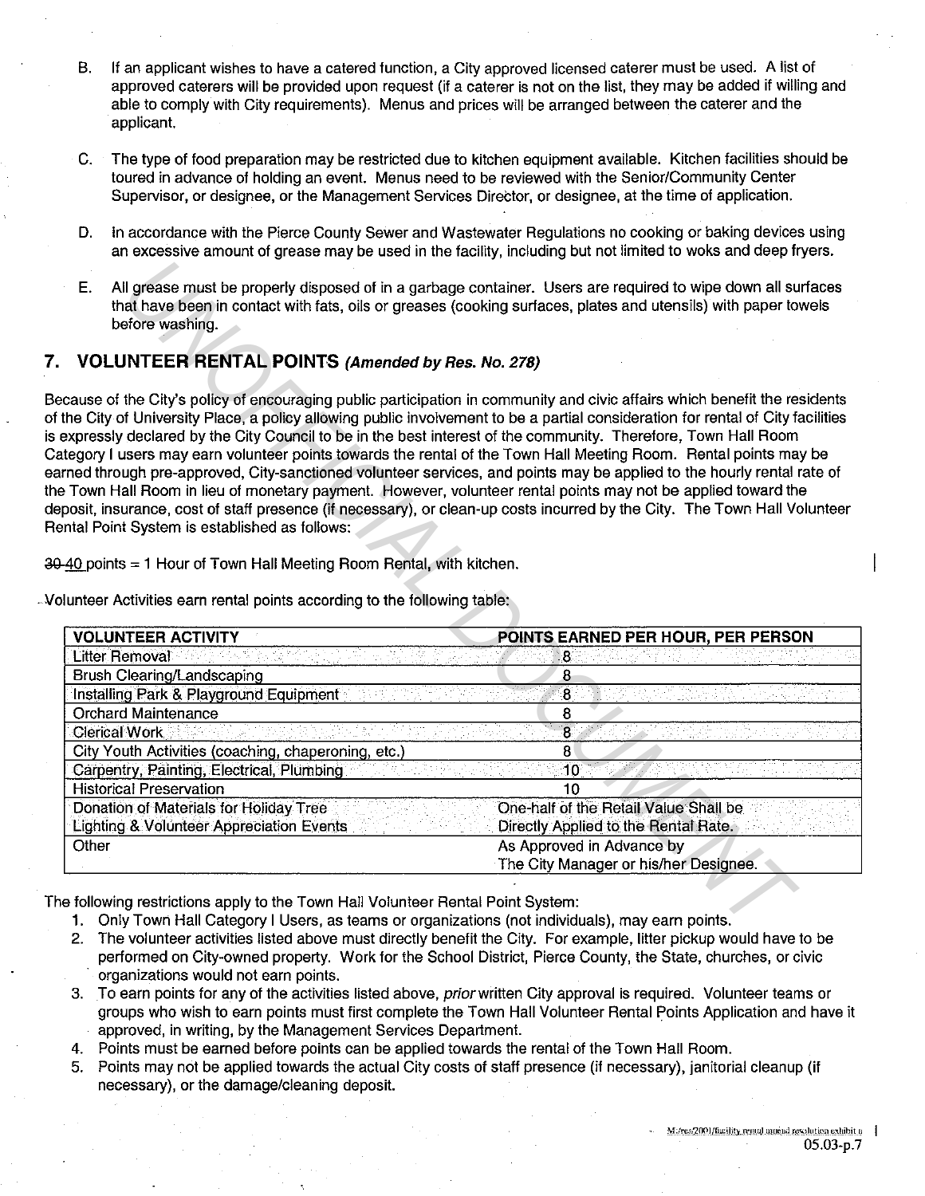B. If an applicant wishes to have a catered function, a City approved licensed caterer must be used. A list of approved caterers will be provided upon request (if a caterer is not on the list, they may be added if willing and able to comply with City requirements). Menus and prices will be arranged between the caterer and the applicant.

C. The type of food preparation may be restricted due to kitchen equipment available. Kitchen facilities should be toured in advance of holding an event. Menus need to be reviewed with the Senior/Community Center Supervisor, or designee, or the Management Services Director, or designee, at the time of application.

D. In accordance with the Pierce County Sewer and Wastewater Regulations no cooking or baking devices using an excessive amount of grease may be used in the facility, including but not limited to woks and deep fryers.

E. All grease must be properly disposed of in a garbage container. Users are required to wipe down all surfaces that have been in contact with fats, oils or greases (cooking surfaces, plates and utensils) with paper towels before washing.

## 7. VOLUNTEER RENTAL POINTS *(Amended by Res. No. 278)*

Because of the City's policy of encouraging public participation in community and civic affairs which benefit the residents of the City of University Place, a policy allowing public involvement to be a partial consideration for rental of City facilities is expressly declared by the City Council to be in the best interest of the community. Therefore, Town Hall Room Category I users may earn volunteer points towards the rental of the Town Hall Meeting Room. Rental points may be earned through pre-approved, City-sanctioned volunteer services, and points may be applied to the hourly rental rate of the Town Hall Room in lieu of monetary payment. However, volunteer rental points may not be applied toward the deposit, insurance, cost of staff presence (if necessary), or clean-up costs incurred by the City. The Town Hall Volunteer Rental Point System is established as follows:

~~30~~ 40 points = 1 Hour of Town Hall Meeting Room Rental, with kitchen.

Volunteer Activities earn rental points according to the following table:

| VOLUNTEER ACTIVITY | POINTS EARNED PER HOUR, PER PERSON |
|---|---|
| Litter Removal | 8 |
| Brush Clearing/Landscaping | 8 |
| Installing Park & Playground Equipment | 8 |
| Orchard Maintenance | 8 |
| Clerical Work | 8 |
| City Youth Activities (coaching, chaperoning, etc.) | 8 |
| Carpentry, Painting, Electrical, Plumbing | 10 |
| Historical Preservation | 10 |
| Donation of Materials for Holiday Tree Lighting & Volunteer Appreciation Events | One-half of the Retail Value Shall be Directly Applied to the Rental Rate. |
| Other | As Approved in Advance by The City Manager or his/her Designee. |

The following restrictions apply to the Town Hall Volunteer Rental Point System:

1. Only Town Hall Category I Users, as teams or organizations (not individuals), may earn points.
2. The volunteer activities listed above must directly benefit the City. For example, litter pickup would have to be performed on City-owned property. Work for the School District, Pierce County, the State, churches, or civic organizations would not earn points.
3. To earn points for any of the activities listed above, *prior* written City approval is required. Volunteer teams or groups who wish to earn points must first complete the Town Hall Volunteer Rental Points Application and have it approved, in writing, by the Management Services Department.
4. Points must be earned before points can be applied towards the rental of the Town Hall Room.
5. Points may not be applied towards the actual City costs of staff presence (if necessary), janitorial cleanup (if necessary), or the damage/cleaning deposit.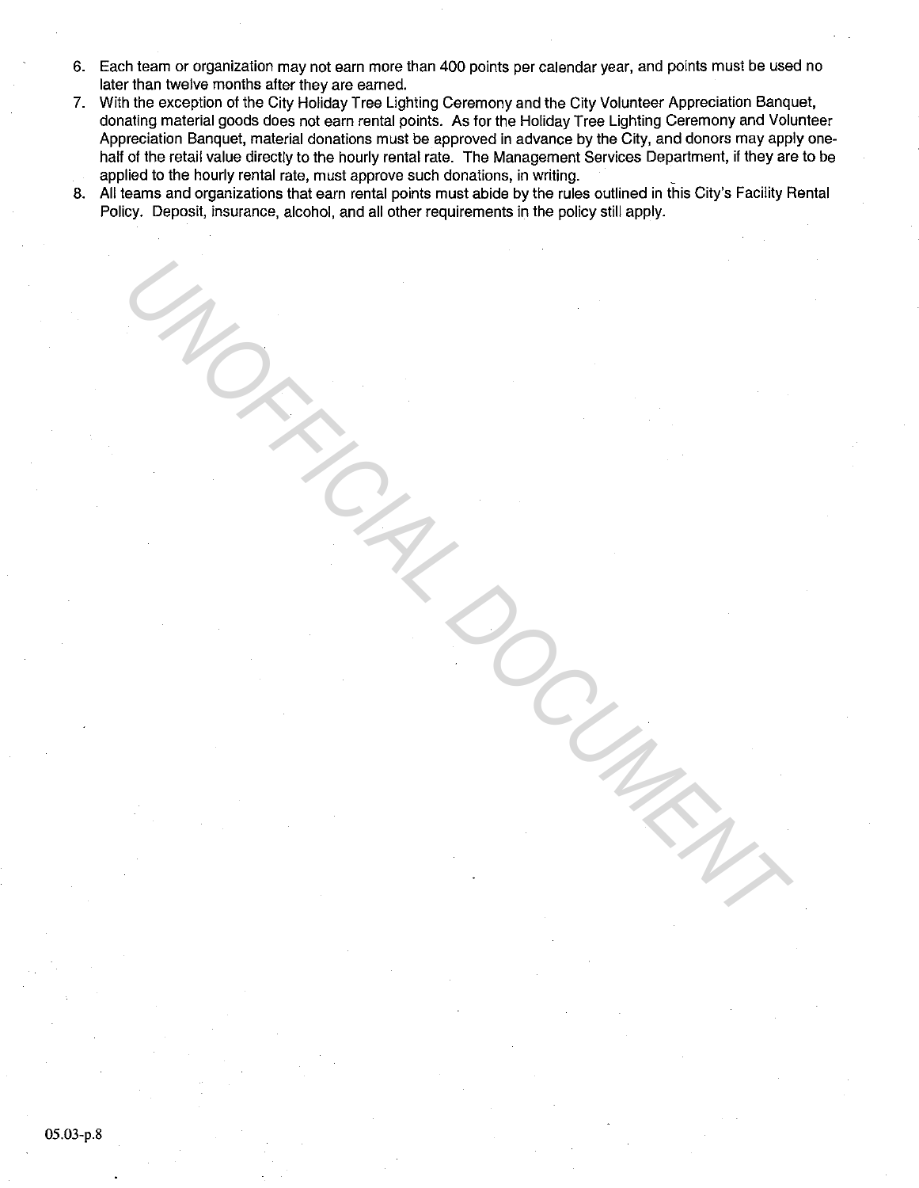6. Each team or organization may not earn more than 400 points per calendar year, and points must be used no later than twelve months after they are earned.
7. With the exception of the City Holiday Tree Lighting Ceremony and the City Volunteer Appreciation Banquet, donating material goods does not earn rental points. As for the Holiday Tree Lighting Ceremony and Volunteer Appreciation Banquet, material donations must be approved in advance by the City, and donors may apply one-half of the retail value directly to the hourly rental rate. The Management Services Department, if they are to be applied to the hourly rental rate, must approve such donations, in writing.
8. All teams and organizations that earn rental points must abide by the rules outlined in this City's Facility Rental Policy. Deposit, insurance, alcohol, and all other requirements in the policy still apply.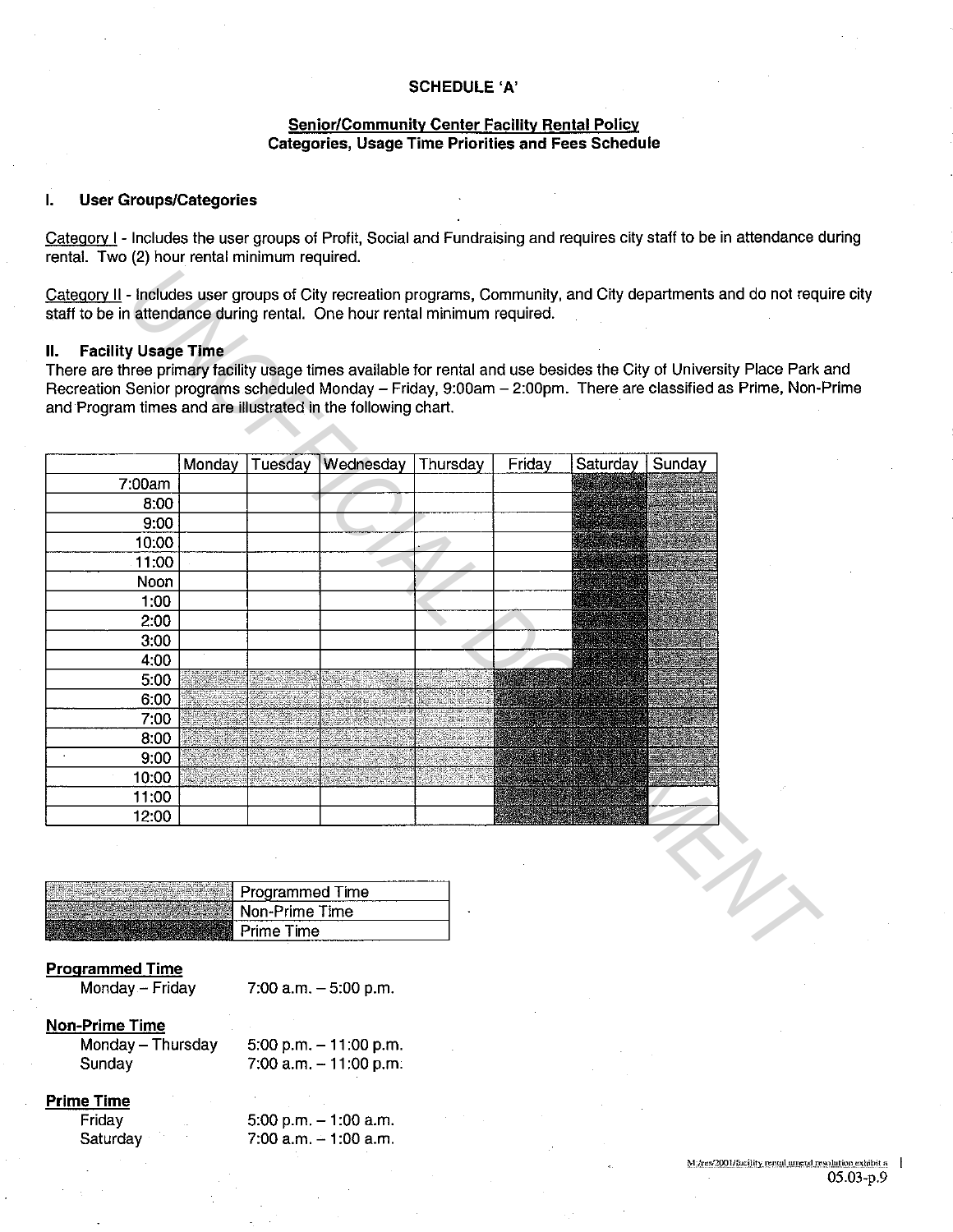**SCHEDULE 'A'**

**Senior/Community Center Facility Rental Policy**
**Categories, Usage Time Priorities and Fees Schedule**

## I. User Groups/Categories

Category I - Includes the user groups of Profit, Social and Fundraising and requires city staff to be in attendance during rental. Two (2) hour rental minimum required.

Category II - Includes user groups of City recreation programs, Community, and City departments and do not require city staff to be in attendance during rental. One hour rental minimum required.

## II. Facility Usage Time

There are three primary facility usage times available for rental and use besides the City of University Place Park and Recreation Senior programs scheduled Monday – Friday, 9:00am – 2:00pm. There are classified as Prime, Non-Prime and Program times and are illustrated in the following chart.

| | Monday | Tuesday | Wednesday | Thursday | Friday | Saturday | Sunday |
|---|---|---|---|---|---|---|---|
| 7:00am | | | | | | | |
| 8:00 | | | | | | | |
| 9:00 | | | | | | | |
| 10:00 | | | | | | | |
| 11:00 | | | | | | | |
| Noon | | | | | | | |
| 1:00 | | | | | | | |
| 2:00 | | | | | | | |
| 3:00 | | | | | | | |
| 4:00 | | | | | | | |
| 5:00 | | | | | | | |
| 6:00 | | | | | | | |
| 7:00 | | | | | | | |
| 8:00 | | | | | | | |
| 9:00 | | | | | | | |
| 10:00 | | | | | | | |
| 11:00 | | | | | | | |
| 12:00 | | | | | | | |

| | |
|---|---|
| | Programmed Time |
| | Non-Prime Time |
| | Prime Time |

**Programmed Time**

Monday – Friday 7:00 a.m. – 5:00 p.m.

**Non-Prime Time**

Monday – Thursday 5:00 p.m. – 11:00 p.m.
Sunday 7:00 a.m. – 11:00 p.m.

**Prime Time**

Friday 5:00 p.m. – 1:00 a.m.
Saturday 7:00 a.m. – 1:00 a.m.

M:/res/2001/facility rental amend resolution exhibit a
05.03-p.9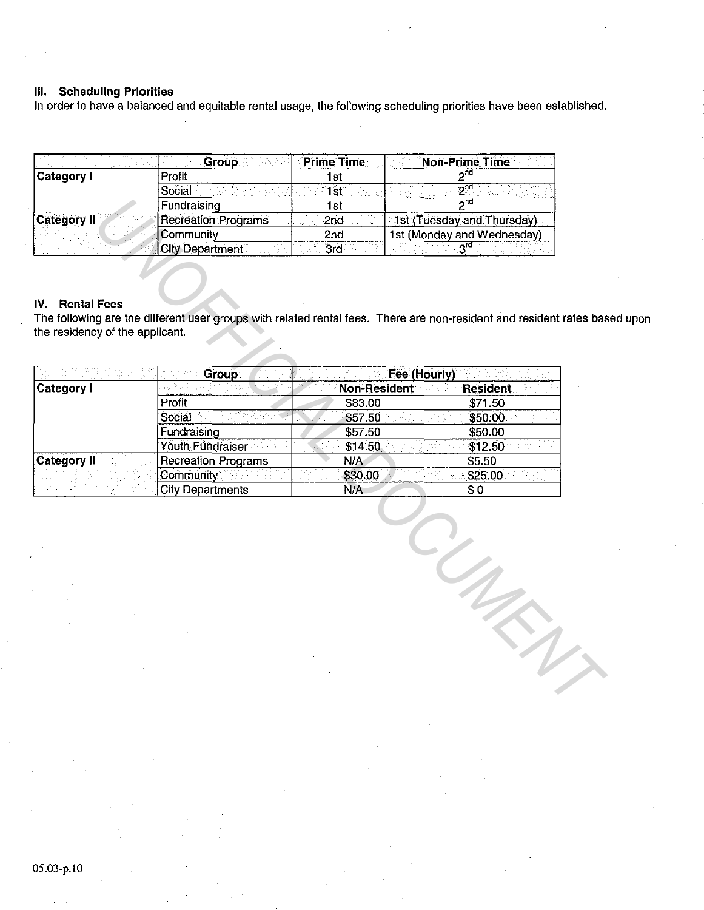### III. Scheduling Priorities

In order to have a balanced and equitable rental usage, the following scheduling priorities have been established.

| | Group | Prime Time | Non-Prime Time |
|---|---|---|---|
| **Category I** | Profit | 1st | 2nd |
| | Social | 1st | 2nd |
| | Fundraising | 1st | 2nd |
| **Category II** | Recreation Programs | 2nd | 1st (Tuesday and Thursday) |
| | Community | 2nd | 1st (Monday and Wednesday) |
| | City Department | 3rd | 3rd |

### IV. Rental Fees

The following are the different user groups with related rental fees. There are non-resident and resident rates based upon the residency of the applicant.

| | Group | Fee (Hourly) | |
|---|---|---|---|
| **Category I** | | **Non-Resident** | **Resident** |
| | Profit | $83.00 | $71.50 |
| | Social | $57.50 | $50.00 |
| | Fundraising | $57.50 | $50.00 |
| | Youth Fundraiser | $14.50 | $12.50 |
| **Category II** | Recreation Programs | N/A | $5.50 |
| | Community | $30.00 | $25.00 |
| | City Departments | N/A | $ 0 |

05.03-p.10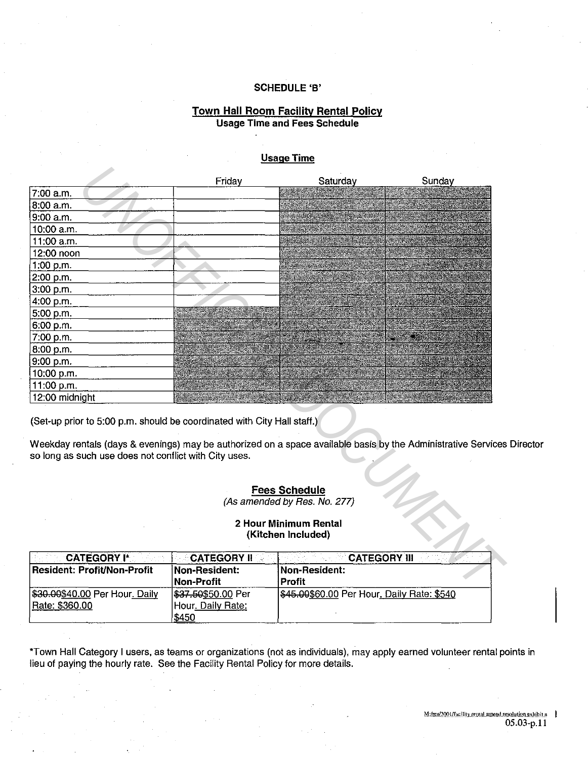**SCHEDULE 'B'**

## Town Hall Room Facility Rental Policy

**Usage Time and Fees Schedule**

### Usage Time

| | Friday | Saturday | Sunday |
|---|---|---|---|
| 7:00 a.m. | | | |
| 8:00 a.m. | | | |
| 9:00 a.m. | | | |
| 10:00 a.m. | | | |
| 11:00 a.m. | | | |
| 12:00 noon | | | |
| 1:00 p.m. | | | |
| 2:00 p.m. | | | |
| 3:00 p.m. | | | |
| 4:00 p.m. | | | |
| 5:00 p.m. | | | |
| 6:00 p.m. | | | |
| 7:00 p.m. | | | |
| 8:00 p.m. | | | |
| 9:00 p.m. | | | |
| 10:00 p.m. | | | |
| 11:00 p.m. | | | |
| 12:00 midnight | | | |

(Set-up prior to 5:00 p.m. should be coordinated with City Hall staff.)

Weekday rentals (days & evenings) may be authorized on a space available basis by the Administrative Services Director so long as such use does not conflict with City uses.

### Fees Schedule

*(As amended by Res. No. 277)*

**2 Hour Minimum Rental**
**(Kitchen Included)**

| CATEGORY I* | CATEGORY II | CATEGORY III |
|---|---|---|
| **Resident: Profit/Non-Profit** | **Non-Resident: Non-Profit** | **Non-Resident: Profit** |
| ~~$30.00~~$40.00 Per Hour. Daily Rate: $360.00 | ~~$37.50~~$50.00 Per Hour. Daily Rate: $450 | ~~$45.00~~$60.00 Per Hour. Daily Rate: $540 |

*Town Hall Category I users, as teams or organizations (not as individuals), may apply earned volunteer rental points in lieu of paying the hourly rate. See the Facility Rental Policy for more details.

M:/res/2001/facility.rental.amend.resolution.exhibit.a

05.03-p.11